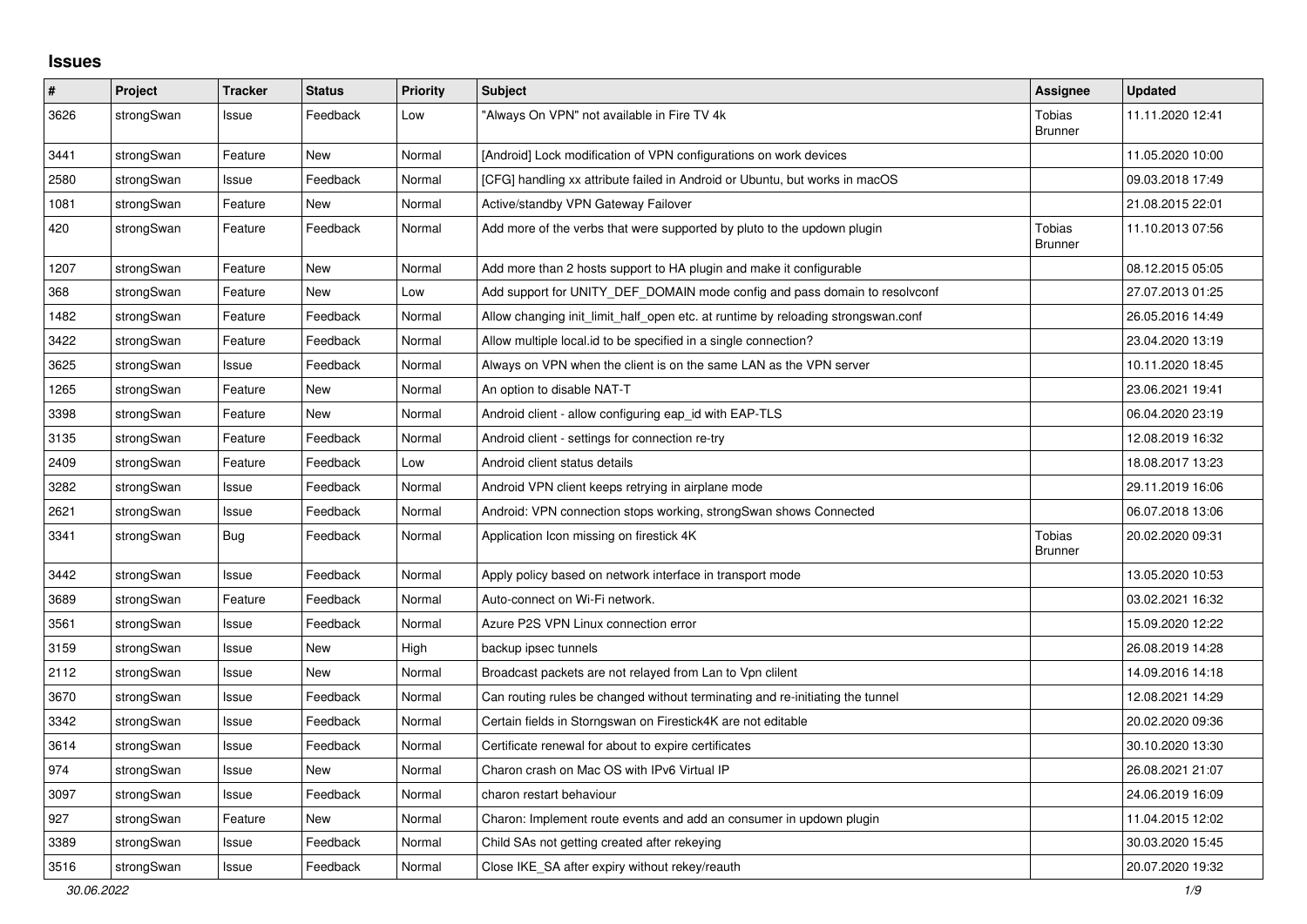# Issues

| # | Project | Tracker | Status | Priority | Subject | Assignee | Updated |
|---|---|---|---|---|---|---|---|
| 3626 | strongSwan | Issue | Feedback | Low | "Always On VPN" not available in Fire TV 4k | Tobias Brunner | 11.11.2020 12:41 |
| 3441 | strongSwan | Feature | New | Normal | [Android] Lock modification of VPN configurations on work devices | | 11.05.2020 10:00 |
| 2580 | strongSwan | Issue | Feedback | Normal | [CFG] handling xx attribute failed in Android or Ubuntu, but works in macOS | | 09.03.2018 17:49 |
| 1081 | strongSwan | Feature | New | Normal | Active/standby VPN Gateway Failover | | 21.08.2015 22:01 |
| 420 | strongSwan | Feature | Feedback | Normal | Add more of the verbs that were supported by pluto to the updown plugin | Tobias Brunner | 11.10.2013 07:56 |
| 1207 | strongSwan | Feature | New | Normal | Add more than 2 hosts support to HA plugin and make it configurable | | 08.12.2015 05:05 |
| 368 | strongSwan | Feature | New | Low | Add support for UNITY_DEF_DOMAIN mode config and pass domain to resolvconf | | 27.07.2013 01:25 |
| 1482 | strongSwan | Feature | Feedback | Normal | Allow changing init_limit_half_open etc. at runtime by reloading strongswan.conf | | 26.05.2016 14:49 |
| 3422 | strongSwan | Feature | Feedback | Normal | Allow multiple local.id to be specified in a single connection? | | 23.04.2020 13:19 |
| 3625 | strongSwan | Issue | Feedback | Normal | Always on VPN when the client is on the same LAN as the VPN server | | 10.11.2020 18:45 |
| 1265 | strongSwan | Feature | New | Normal | An option to disable NAT-T | | 23.06.2021 19:41 |
| 3398 | strongSwan | Feature | New | Normal | Android client - allow configuring eap_id with EAP-TLS | | 06.04.2020 23:19 |
| 3135 | strongSwan | Feature | Feedback | Normal | Android client - settings for connection re-try | | 12.08.2019 16:32 |
| 2409 | strongSwan | Feature | Feedback | Low | Android client status details | | 18.08.2017 13:23 |
| 3282 | strongSwan | Issue | Feedback | Normal | Android VPN client keeps retrying in airplane mode | | 29.11.2019 16:06 |
| 2621 | strongSwan | Issue | Feedback | Normal | Android: VPN connection stops working, strongSwan shows Connected | | 06.07.2018 13:06 |
| 3341 | strongSwan | Bug | Feedback | Normal | Application Icon missing on firestick 4K | Tobias Brunner | 20.02.2020 09:31 |
| 3442 | strongSwan | Issue | Feedback | Normal | Apply policy based on network interface in transport mode | | 13.05.2020 10:53 |
| 3689 | strongSwan | Feature | Feedback | Normal | Auto-connect on Wi-Fi network. | | 03.02.2021 16:32 |
| 3561 | strongSwan | Issue | Feedback | Normal | Azure P2S VPN Linux connection error | | 15.09.2020 12:22 |
| 3159 | strongSwan | Issue | New | High | backup ipsec tunnels | | 26.08.2019 14:28 |
| 2112 | strongSwan | Issue | New | Normal | Broadcast packets are not relayed from Lan to Vpn clilent | | 14.09.2016 14:18 |
| 3670 | strongSwan | Issue | Feedback | Normal | Can routing rules be changed without terminating and re-initiating the tunnel | | 12.08.2021 14:29 |
| 3342 | strongSwan | Issue | Feedback | Normal | Certain fields in Storngswan on Firestick4K are not editable | | 20.02.2020 09:36 |
| 3614 | strongSwan | Issue | Feedback | Normal | Certificate renewal for about to expire certificates | | 30.10.2020 13:30 |
| 974 | strongSwan | Issue | New | Normal | Charon crash on Mac OS with IPv6 Virtual IP | | 26.08.2021 21:07 |
| 3097 | strongSwan | Issue | Feedback | Normal | charon restart behaviour | | 24.06.2019 16:09 |
| 927 | strongSwan | Feature | New | Normal | Charon: Implement route events and add an consumer in updown plugin | | 11.04.2015 12:02 |
| 3389 | strongSwan | Issue | Feedback | Normal | Child SAs not getting created after rekeying | | 30.03.2020 15:45 |
| 3516 | strongSwan | Issue | Feedback | Normal | Close IKE_SA after expiry without rekey/reauth | | 20.07.2020 19:32 |

*30.06.2022*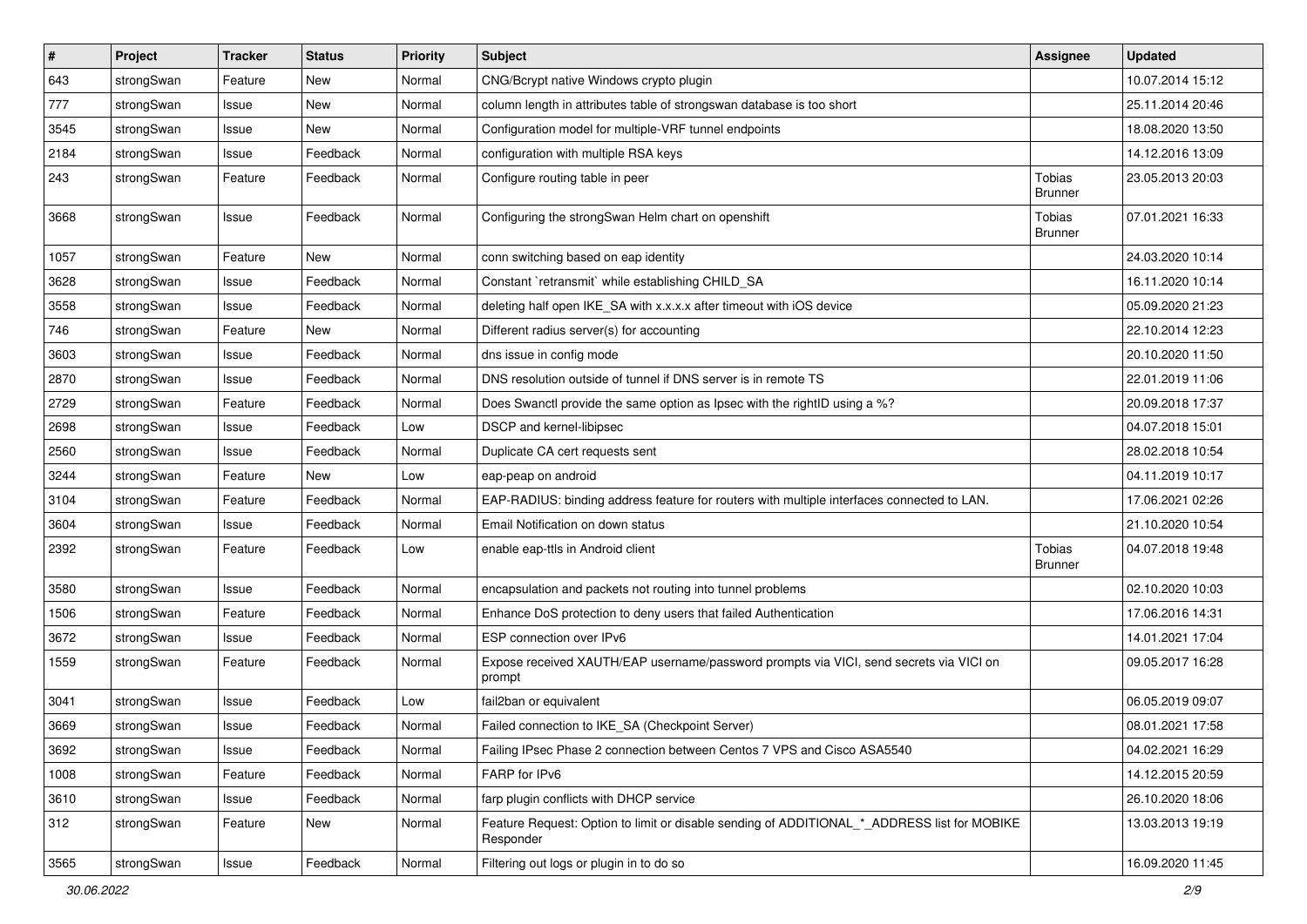| # | Project | Tracker | Status | Priority | Subject | Assignee | Updated |
|---|---|---|---|---|---|---|---|
| 643 | strongSwan | Feature | New | Normal | CNG/Bcrypt native Windows crypto plugin | | 10.07.2014 15:12 |
| 777 | strongSwan | Issue | New | Normal | column length in attributes table of strongswan database is too short | | 25.11.2014 20:46 |
| 3545 | strongSwan | Issue | New | Normal | Configuration model for multiple-VRF tunnel endpoints | | 18.08.2020 13:50 |
| 2184 | strongSwan | Issue | Feedback | Normal | configuration with multiple RSA keys | | 14.12.2016 13:09 |
| 243 | strongSwan | Feature | Feedback | Normal | Configure routing table in peer | Tobias Brunner | 23.05.2013 20:03 |
| 3668 | strongSwan | Issue | Feedback | Normal | Configuring the strongSwan Helm chart on openshift | Tobias Brunner | 07.01.2021 16:33 |
| 1057 | strongSwan | Feature | New | Normal | conn switching based on eap identity | | 24.03.2020 10:14 |
| 3628 | strongSwan | Issue | Feedback | Normal | Constant `retransmit` while establishing CHILD_SA | | 16.11.2020 10:14 |
| 3558 | strongSwan | Issue | Feedback | Normal | deleting half open IKE_SA with x.x.x.x after timeout with iOS device | | 05.09.2020 21:23 |
| 746 | strongSwan | Feature | New | Normal | Different radius server(s) for accounting | | 22.10.2014 12:23 |
| 3603 | strongSwan | Issue | Feedback | Normal | dns issue in config mode | | 20.10.2020 11:50 |
| 2870 | strongSwan | Issue | Feedback | Normal | DNS resolution outside of tunnel if DNS server is in remote TS | | 22.01.2019 11:06 |
| 2729 | strongSwan | Feature | Feedback | Normal | Does Swanctl provide the same option as Ipsec with the rightID using a %? | | 20.09.2018 17:37 |
| 2698 | strongSwan | Issue | Feedback | Low | DSCP and kernel-libipsec | | 04.07.2018 15:01 |
| 2560 | strongSwan | Issue | Feedback | Normal | Duplicate CA cert requests sent | | 28.02.2018 10:54 |
| 3244 | strongSwan | Feature | New | Low | eap-peap on android | | 04.11.2019 10:17 |
| 3104 | strongSwan | Feature | Feedback | Normal | EAP-RADIUS: binding address feature for routers with multiple interfaces connected to LAN. | | 17.06.2021 02:26 |
| 3604 | strongSwan | Issue | Feedback | Normal | Email Notification on down status | | 21.10.2020 10:54 |
| 2392 | strongSwan | Feature | Feedback | Low | enable eap-ttls in Android client | Tobias Brunner | 04.07.2018 19:48 |
| 3580 | strongSwan | Issue | Feedback | Normal | encapsulation and packets not routing into tunnel problems | | 02.10.2020 10:03 |
| 1506 | strongSwan | Feature | Feedback | Normal | Enhance DoS protection to deny users that failed Authentication | | 17.06.2016 14:31 |
| 3672 | strongSwan | Issue | Feedback | Normal | ESP connection over IPv6 | | 14.01.2021 17:04 |
| 1559 | strongSwan | Feature | Feedback | Normal | Expose received XAUTH/EAP username/password prompts via VICI, send secrets via VICI on prompt | | 09.05.2017 16:28 |
| 3041 | strongSwan | Issue | Feedback | Low | fail2ban or equivalent | | 06.05.2019 09:07 |
| 3669 | strongSwan | Issue | Feedback | Normal | Failed connection to IKE_SA (Checkpoint Server) | | 08.01.2021 17:58 |
| 3692 | strongSwan | Issue | Feedback | Normal | Failing IPsec Phase 2 connection between Centos 7 VPS and Cisco ASA5540 | | 04.02.2021 16:29 |
| 1008 | strongSwan | Feature | Feedback | Normal | FARP for IPv6 | | 14.12.2015 20:59 |
| 3610 | strongSwan | Issue | Feedback | Normal | farp plugin conflicts with DHCP service | | 26.10.2020 18:06 |
| 312 | strongSwan | Feature | New | Normal | Feature Request: Option to limit or disable sending of ADDITIONAL_*_ADDRESS list for MOBIKE Responder | | 13.03.2013 19:19 |
| 3565 | strongSwan | Issue | Feedback | Normal | Filtering out logs or plugin in to do so | | 16.09.2020 11:45 |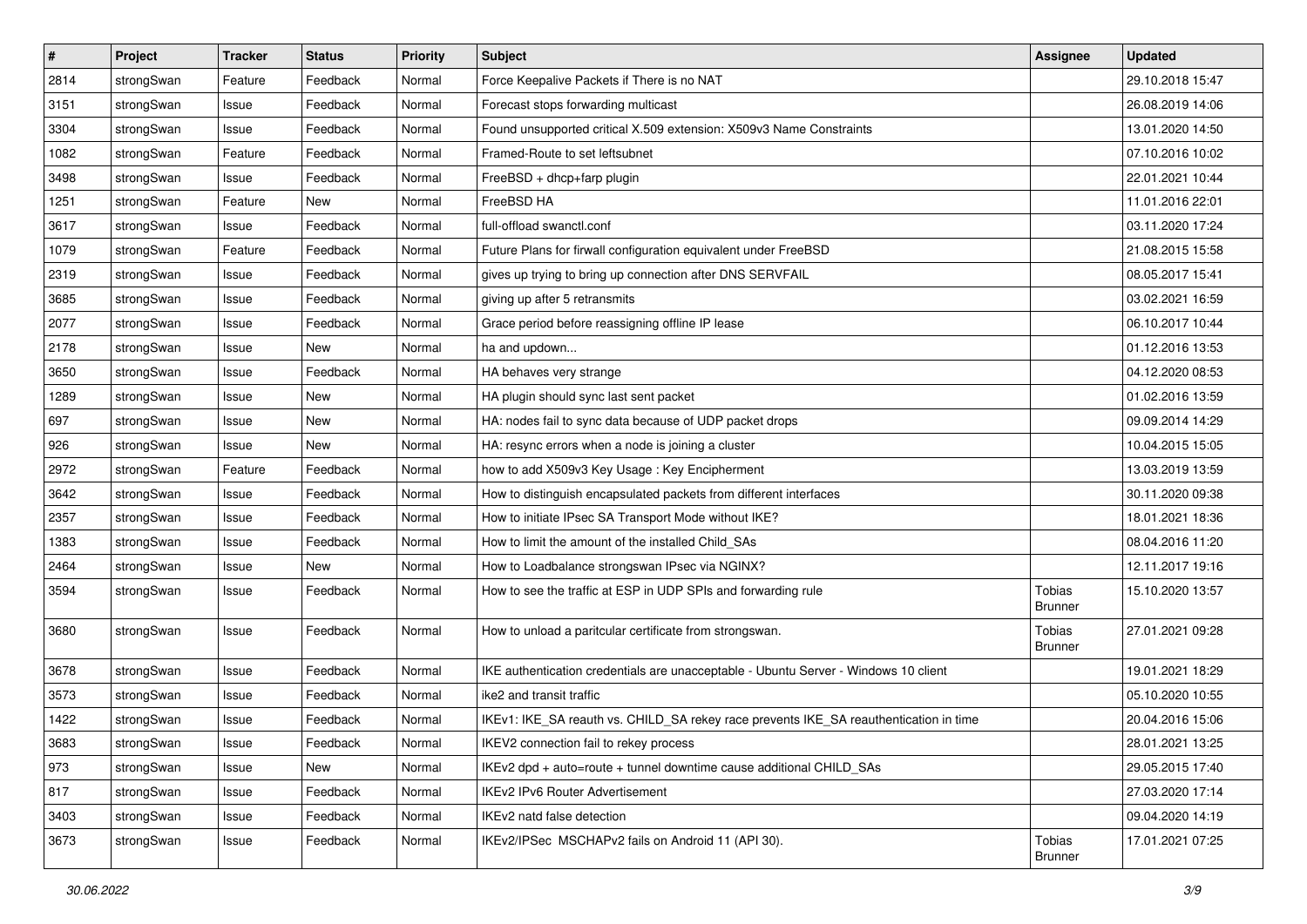| # | Project | Tracker | Status | Priority | Subject | Assignee | Updated |
|---|---|---|---|---|---|---|---|
| 2814 | strongSwan | Feature | Feedback | Normal | Force Keepalive Packets if There is no NAT | | 29.10.2018 15:47 |
| 3151 | strongSwan | Issue | Feedback | Normal | Forecast stops forwarding multicast | | 26.08.2019 14:06 |
| 3304 | strongSwan | Issue | Feedback | Normal | Found unsupported critical X.509 extension: X509v3 Name Constraints | | 13.01.2020 14:50 |
| 1082 | strongSwan | Feature | Feedback | Normal | Framed-Route to set leftsubnet | | 07.10.2016 10:02 |
| 3498 | strongSwan | Issue | Feedback | Normal | FreeBSD + dhcp+farp plugin | | 22.01.2021 10:44 |
| 1251 | strongSwan | Feature | New | Normal | FreeBSD HA | | 11.01.2016 22:01 |
| 3617 | strongSwan | Issue | Feedback | Normal | full-offload swanctl.conf | | 03.11.2020 17:24 |
| 1079 | strongSwan | Feature | Feedback | Normal | Future Plans for firwall configuration equivalent under FreeBSD | | 21.08.2015 15:58 |
| 2319 | strongSwan | Issue | Feedback | Normal | gives up trying to bring up connection after DNS SERVFAIL | | 08.05.2017 15:41 |
| 3685 | strongSwan | Issue | Feedback | Normal | giving up after 5 retransmits | | 03.02.2021 16:59 |
| 2077 | strongSwan | Issue | Feedback | Normal | Grace period before reassigning offline IP lease | | 06.10.2017 10:44 |
| 2178 | strongSwan | Issue | New | Normal | ha and updown... | | 01.12.2016 13:53 |
| 3650 | strongSwan | Issue | Feedback | Normal | HA behaves very strange | | 04.12.2020 08:53 |
| 1289 | strongSwan | Issue | New | Normal | HA plugin should sync last sent packet | | 01.02.2016 13:59 |
| 697 | strongSwan | Issue | New | Normal | HA: nodes fail to sync data because of UDP packet drops | | 09.09.2014 14:29 |
| 926 | strongSwan | Issue | New | Normal | HA: resync errors when a node is joining a cluster | | 10.04.2015 15:05 |
| 2972 | strongSwan | Feature | Feedback | Normal | how to add X509v3 Key Usage : Key Encipherment | | 13.03.2019 13:59 |
| 3642 | strongSwan | Issue | Feedback | Normal | How to distinguish encapsulated packets from different interfaces | | 30.11.2020 09:38 |
| 2357 | strongSwan | Issue | Feedback | Normal | How to initiate IPsec SA Transport Mode without IKE? | | 18.01.2021 18:36 |
| 1383 | strongSwan | Issue | Feedback | Normal | How to limit the amount of the installed Child_SAs | | 08.04.2016 11:20 |
| 2464 | strongSwan | Issue | New | Normal | How to Loadbalance strongswan IPsec via NGINX? | | 12.11.2017 19:16 |
| 3594 | strongSwan | Issue | Feedback | Normal | How to see the traffic at ESP in UDP SPIs and forwarding rule | Tobias Brunner | 15.10.2020 13:57 |
| 3680 | strongSwan | Issue | Feedback | Normal | How to unload a paritcular certificate from strongswan. | Tobias Brunner | 27.01.2021 09:28 |
| 3678 | strongSwan | Issue | Feedback | Normal | IKE authentication credentials are unacceptable - Ubuntu Server - Windows 10 client | | 19.01.2021 18:29 |
| 3573 | strongSwan | Issue | Feedback | Normal | ike2 and transit traffic | | 05.10.2020 10:55 |
| 1422 | strongSwan | Issue | Feedback | Normal | IKEv1: IKE_SA reauth vs. CHILD_SA rekey race prevents IKE_SA reauthentication in time | | 20.04.2016 15:06 |
| 3683 | strongSwan | Issue | Feedback | Normal | IKEV2 connection fail to rekey process | | 28.01.2021 13:25 |
| 973 | strongSwan | Issue | New | Normal | IKEv2 dpd + auto=route + tunnel downtime cause additional CHILD_SAs | | 29.05.2015 17:40 |
| 817 | strongSwan | Issue | Feedback | Normal | IKEv2 IPv6 Router Advertisement | | 27.03.2020 17:14 |
| 3403 | strongSwan | Issue | Feedback | Normal | IKEv2 natd false detection | | 09.04.2020 14:19 |
| 3673 | strongSwan | Issue | Feedback | Normal | IKEv2/IPSec MSCHAPv2 fails on Android 11 (API 30). | Tobias Brunner | 17.01.2021 07:25 |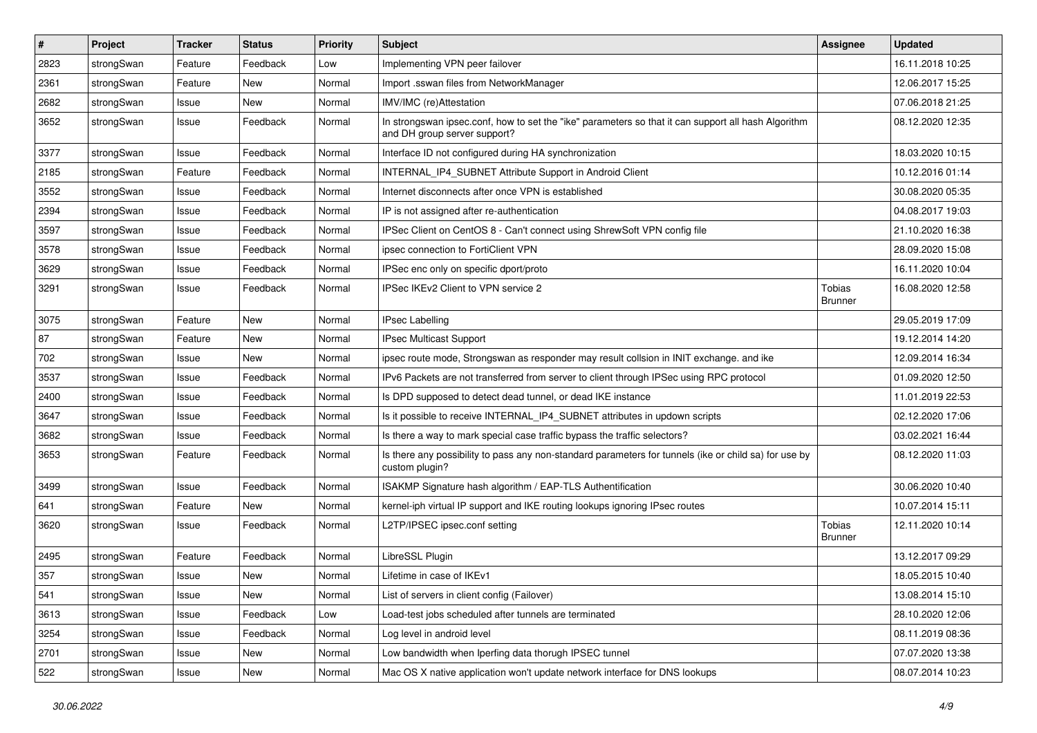| # | Project | Tracker | Status | Priority | Subject | Assignee | Updated |
|---|---|---|---|---|---|---|---|
| 2823 | strongSwan | Feature | Feedback | Low | Implementing VPN peer failover | | 16.11.2018 10:25 |
| 2361 | strongSwan | Feature | New | Normal | Import .sswan files from NetworkManager | | 12.06.2017 15:25 |
| 2682 | strongSwan | Issue | New | Normal | IMV/IMC (re)Attestation | | 07.06.2018 21:25 |
| 3652 | strongSwan | Issue | Feedback | Normal | In strongswan ipsec.conf, how to set the "ike" parameters so that it can support all hash Algorithm and DH group server support? | | 08.12.2020 12:35 |
| 3377 | strongSwan | Issue | Feedback | Normal | Interface ID not configured during HA synchronization | | 18.03.2020 10:15 |
| 2185 | strongSwan | Feature | Feedback | Normal | INTERNAL_IP4_SUBNET Attribute Support in Android Client | | 10.12.2016 01:14 |
| 3552 | strongSwan | Issue | Feedback | Normal | Internet disconnects after once VPN is established | | 30.08.2020 05:35 |
| 2394 | strongSwan | Issue | Feedback | Normal | IP is not assigned after re-authentication | | 04.08.2017 19:03 |
| 3597 | strongSwan | Issue | Feedback | Normal | IPSec Client on CentOS 8 - Can't connect using ShrewSoft VPN config file | | 21.10.2020 16:38 |
| 3578 | strongSwan | Issue | Feedback | Normal | ipsec connection to FortiClient VPN | | 28.09.2020 15:08 |
| 3629 | strongSwan | Issue | Feedback | Normal | IPSec enc only on specific dport/proto | | 16.11.2020 10:04 |
| 3291 | strongSwan | Issue | Feedback | Normal | IPSec IKEv2 Client to VPN service 2 | Tobias Brunner | 16.08.2020 12:58 |
| 3075 | strongSwan | Feature | New | Normal | IPsec Labelling | | 29.05.2019 17:09 |
| 87 | strongSwan | Feature | New | Normal | IPsec Multicast Support | | 19.12.2014 14:20 |
| 702 | strongSwan | Issue | New | Normal | ipsec route mode, Strongswan as responder may result collsion in INIT exchange. and ike | | 12.09.2014 16:34 |
| 3537 | strongSwan | Issue | Feedback | Normal | IPv6 Packets are not transferred from server to client through IPSec using RPC protocol | | 01.09.2020 12:50 |
| 2400 | strongSwan | Issue | Feedback | Normal | Is DPD supposed to detect dead tunnel, or dead IKE instance | | 11.01.2019 22:53 |
| 3647 | strongSwan | Issue | Feedback | Normal | Is it possible to receive INTERNAL_IP4_SUBNET attributes in updown scripts | | 02.12.2020 17:06 |
| 3682 | strongSwan | Issue | Feedback | Normal | Is there a way to mark special case traffic bypass the traffic selectors? | | 03.02.2021 16:44 |
| 3653 | strongSwan | Feature | Feedback | Normal | Is there any possibility to pass any non-standard parameters for tunnels (ike or child sa) for use by custom plugin? | | 08.12.2020 11:03 |
| 3499 | strongSwan | Issue | Feedback | Normal | ISAKMP Signature hash algorithm / EAP-TLS Authentification | | 30.06.2020 10:40 |
| 641 | strongSwan | Feature | New | Normal | kernel-iph virtual IP support and IKE routing lookups ignoring IPsec routes | | 10.07.2014 15:11 |
| 3620 | strongSwan | Issue | Feedback | Normal | L2TP/IPSEC ipsec.conf setting | Tobias Brunner | 12.11.2020 10:14 |
| 2495 | strongSwan | Feature | Feedback | Normal | LibreSSL Plugin | | 13.12.2017 09:29 |
| 357 | strongSwan | Issue | New | Normal | Lifetime in case of IKEv1 | | 18.05.2015 10:40 |
| 541 | strongSwan | Issue | New | Normal | List of servers in client config (Failover) | | 13.08.2014 15:10 |
| 3613 | strongSwan | Issue | Feedback | Low | Load-test jobs scheduled after tunnels are terminated | | 28.10.2020 12:06 |
| 3254 | strongSwan | Issue | Feedback | Normal | Log level in android level | | 08.11.2019 08:36 |
| 2701 | strongSwan | Issue | New | Normal | Low bandwidth when Iperfing data thorugh IPSEC tunnel | | 07.07.2020 13:38 |
| 522 | strongSwan | Issue | New | Normal | Mac OS X native application won't update network interface for DNS lookups | | 08.07.2014 10:23 |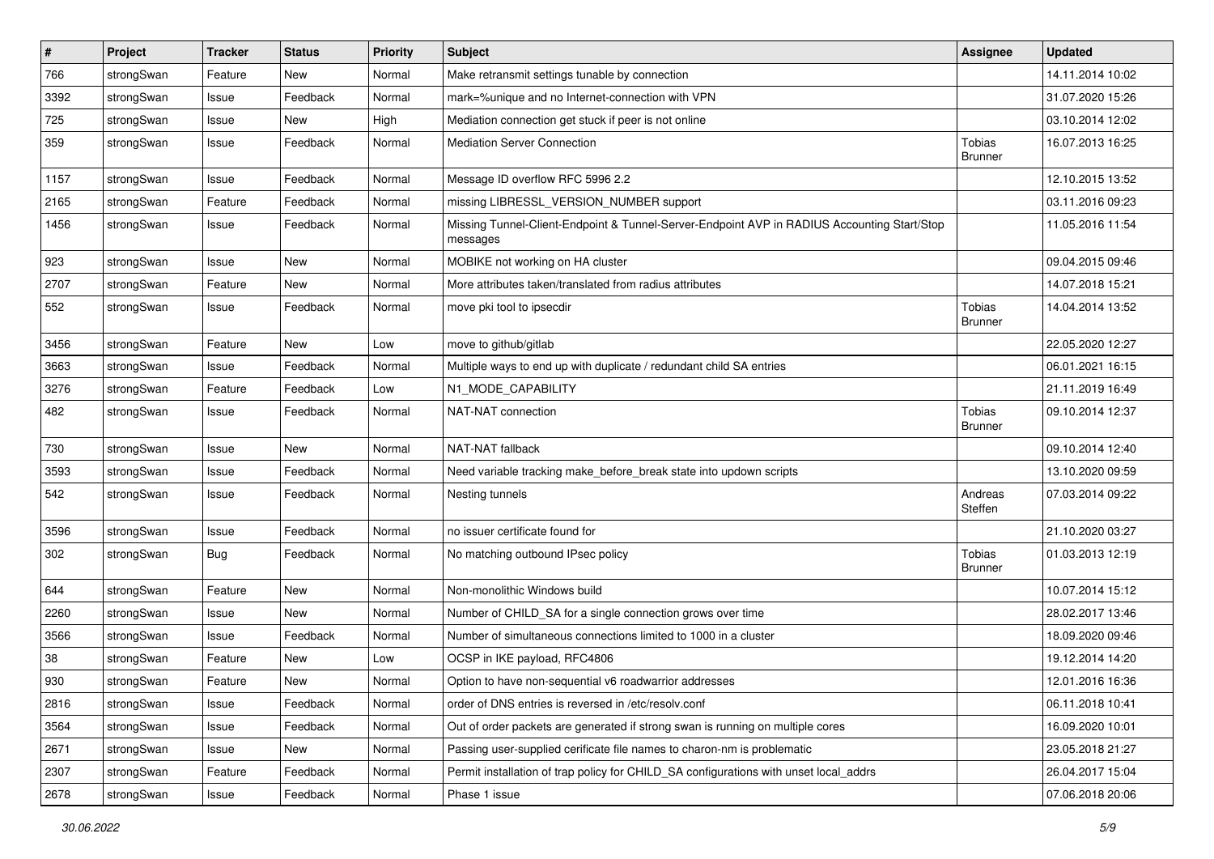| # | Project | Tracker | Status | Priority | Subject | Assignee | Updated |
|---|---|---|---|---|---|---|---|
| 766 | strongSwan | Feature | New | Normal | Make retransmit settings tunable by connection | | 14.11.2014 10:02 |
| 3392 | strongSwan | Issue | Feedback | Normal | mark=%unique and no Internet-connection with VPN | | 31.07.2020 15:26 |
| 725 | strongSwan | Issue | New | High | Mediation connection get stuck if peer is not online | | 03.10.2014 12:02 |
| 359 | strongSwan | Issue | Feedback | Normal | Mediation Server Connection | Tobias Brunner | 16.07.2013 16:25 |
| 1157 | strongSwan | Issue | Feedback | Normal | Message ID overflow RFC 5996 2.2 | | 12.10.2015 13:52 |
| 2165 | strongSwan | Feature | Feedback | Normal | missing LIBRESSL_VERSION_NUMBER support | | 03.11.2016 09:23 |
| 1456 | strongSwan | Issue | Feedback | Normal | Missing Tunnel-Client-Endpoint & Tunnel-Server-Endpoint AVP in RADIUS Accounting Start/Stop messages | | 11.05.2016 11:54 |
| 923 | strongSwan | Issue | New | Normal | MOBIKE not working on HA cluster | | 09.04.2015 09:46 |
| 2707 | strongSwan | Feature | New | Normal | More attributes taken/translated from radius attributes | | 14.07.2018 15:21 |
| 552 | strongSwan | Issue | Feedback | Normal | move pki tool to ipsecdir | Tobias Brunner | 14.04.2014 13:52 |
| 3456 | strongSwan | Feature | New | Low | move to github/gitlab | | 22.05.2020 12:27 |
| 3663 | strongSwan | Issue | Feedback | Normal | Multiple ways to end up with duplicate / redundant child SA entries | | 06.01.2021 16:15 |
| 3276 | strongSwan | Feature | Feedback | Low | N1_MODE_CAPABILITY | | 21.11.2019 16:49 |
| 482 | strongSwan | Issue | Feedback | Normal | NAT-NAT connection | Tobias Brunner | 09.10.2014 12:37 |
| 730 | strongSwan | Issue | New | Normal | NAT-NAT fallback | | 09.10.2014 12:40 |
| 3593 | strongSwan | Issue | Feedback | Normal | Need variable tracking make_before_break state into updown scripts | | 13.10.2020 09:59 |
| 542 | strongSwan | Issue | Feedback | Normal | Nesting tunnels | Andreas Steffen | 07.03.2014 09:22 |
| 3596 | strongSwan | Issue | Feedback | Normal | no issuer certificate found for | | 21.10.2020 03:27 |
| 302 | strongSwan | Bug | Feedback | Normal | No matching outbound IPsec policy | Tobias Brunner | 01.03.2013 12:19 |
| 644 | strongSwan | Feature | New | Normal | Non-monolithic Windows build | | 10.07.2014 15:12 |
| 2260 | strongSwan | Issue | New | Normal | Number of CHILD_SA for a single connection grows over time | | 28.02.2017 13:46 |
| 3566 | strongSwan | Issue | Feedback | Normal | Number of simultaneous connections limited to 1000 in a cluster | | 18.09.2020 09:46 |
| 38 | strongSwan | Feature | New | Low | OCSP in IKE payload, RFC4806 | | 19.12.2014 14:20 |
| 930 | strongSwan | Feature | New | Normal | Option to have non-sequential v6 roadwarrior addresses | | 12.01.2016 16:36 |
| 2816 | strongSwan | Issue | Feedback | Normal | order of DNS entries is reversed in /etc/resolv.conf | | 06.11.2018 10:41 |
| 3564 | strongSwan | Issue | Feedback | Normal | Out of order packets are generated if strong swan is running on multiple cores | | 16.09.2020 10:01 |
| 2671 | strongSwan | Issue | New | Normal | Passing user-supplied cerificate file names to charon-nm is problematic | | 23.05.2018 21:27 |
| 2307 | strongSwan | Feature | Feedback | Normal | Permit installation of trap policy for CHILD_SA configurations with unset local_addrs | | 26.04.2017 15:04 |
| 2678 | strongSwan | Issue | Feedback | Normal | Phase 1 issue | | 07.06.2018 20:06 |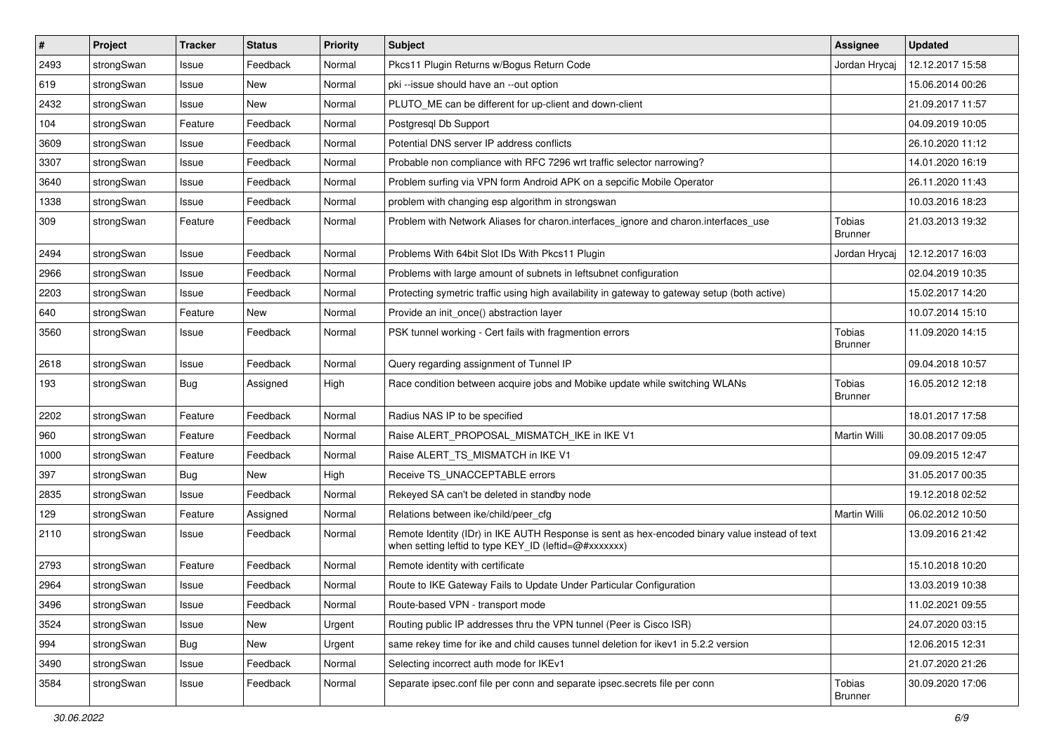| # | Project | Tracker | Status | Priority | Subject | Assignee | Updated |
| --- | --- | --- | --- | --- | --- | --- | --- |
| 2493 | strongSwan | Issue | Feedback | Normal | Pkcs11 Plugin Returns w/Bogus Return Code | Jordan Hrycaj | 12.12.2017 15:58 |
| 619 | strongSwan | Issue | New | Normal | pki --issue should have an --out option | | 15.06.2014 00:26 |
| 2432 | strongSwan | Issue | New | Normal | PLUTO_ME can be different for up-client and down-client | | 21.09.2017 11:57 |
| 104 | strongSwan | Feature | Feedback | Normal | Postgresql Db Support | | 04.09.2019 10:05 |
| 3609 | strongSwan | Issue | Feedback | Normal | Potential DNS server IP address conflicts | | 26.10.2020 11:12 |
| 3307 | strongSwan | Issue | Feedback | Normal | Probable non compliance with RFC 7296 wrt traffic selector narrowing? | | 14.01.2020 16:19 |
| 3640 | strongSwan | Issue | Feedback | Normal | Problem surfing via VPN form Android APK on a sepcific Mobile Operator | | 26.11.2020 11:43 |
| 1338 | strongSwan | Issue | Feedback | Normal | problem with changing esp algorithm in strongswan | | 10.03.2016 18:23 |
| 309 | strongSwan | Feature | Feedback | Normal | Problem with Network Aliases for charon.interfaces_ignore and charon.interfaces_use | Tobias Brunner | 21.03.2013 19:32 |
| 2494 | strongSwan | Issue | Feedback | Normal | Problems With 64bit Slot IDs With Pkcs11 Plugin | Jordan Hrycaj | 12.12.2017 16:03 |
| 2966 | strongSwan | Issue | Feedback | Normal | Problems with large amount of subnets in leftsubnet configuration | | 02.04.2019 10:35 |
| 2203 | strongSwan | Issue | Feedback | Normal | Protecting symetric traffic using high availability in gateway to gateway setup (both active) | | 15.02.2017 14:20 |
| 640 | strongSwan | Feature | New | Normal | Provide an init_once() abstraction layer | | 10.07.2014 15:10 |
| 3560 | strongSwan | Issue | Feedback | Normal | PSK tunnel working - Cert fails with fragmention errors | Tobias Brunner | 11.09.2020 14:15 |
| 2618 | strongSwan | Issue | Feedback | Normal | Query regarding assignment of Tunnel IP | | 09.04.2018 10:57 |
| 193 | strongSwan | Bug | Assigned | High | Race condition between acquire jobs and Mobike update while switching WLANs | Tobias Brunner | 16.05.2012 12:18 |
| 2202 | strongSwan | Feature | Feedback | Normal | Radius NAS IP to be specified | | 18.01.2017 17:58 |
| 960 | strongSwan | Feature | Feedback | Normal | Raise ALERT_PROPOSAL_MISMATCH_IKE in IKE V1 | Martin Willi | 30.08.2017 09:05 |
| 1000 | strongSwan | Feature | Feedback | Normal | Raise ALERT_TS_MISMATCH in IKE V1 | | 09.09.2015 12:47 |
| 397 | strongSwan | Bug | New | High | Receive TS_UNACCEPTABLE errors | | 31.05.2017 00:35 |
| 2835 | strongSwan | Issue | Feedback | Normal | Rekeyed SA can't be deleted in standby node | | 19.12.2018 02:52 |
| 129 | strongSwan | Feature | Assigned | Normal | Relations between ike/child/peer_cfg | Martin Willi | 06.02.2012 10:50 |
| 2110 | strongSwan | Issue | Feedback | Normal | Remote Identity (IDr) in IKE AUTH Response is sent as hex-encoded binary value instead of text when setting leftid to type KEY_ID (leftid=@#xxxxxxx) | | 13.09.2016 21:42 |
| 2793 | strongSwan | Feature | Feedback | Normal | Remote identity with certificate | | 15.10.2018 10:20 |
| 2964 | strongSwan | Issue | Feedback | Normal | Route to IKE Gateway Fails to Update Under Particular Configuration | | 13.03.2019 10:38 |
| 3496 | strongSwan | Issue | Feedback | Normal | Route-based VPN - transport mode | | 11.02.2021 09:55 |
| 3524 | strongSwan | Issue | New | Urgent | Routing public IP addresses thru the VPN tunnel (Peer is Cisco ISR) | | 24.07.2020 03:15 |
| 994 | strongSwan | Bug | New | Urgent | same rekey time for ike and child causes tunnel deletion for ikev1 in 5.2.2 version | | 12.06.2015 12:31 |
| 3490 | strongSwan | Issue | Feedback | Normal | Selecting incorrect auth mode for IKEv1 | | 21.07.2020 21:26 |
| 3584 | strongSwan | Issue | Feedback | Normal | Separate ipsec.conf file per conn and separate ipsec.secrets file per conn | Tobias Brunner | 30.09.2020 17:06 |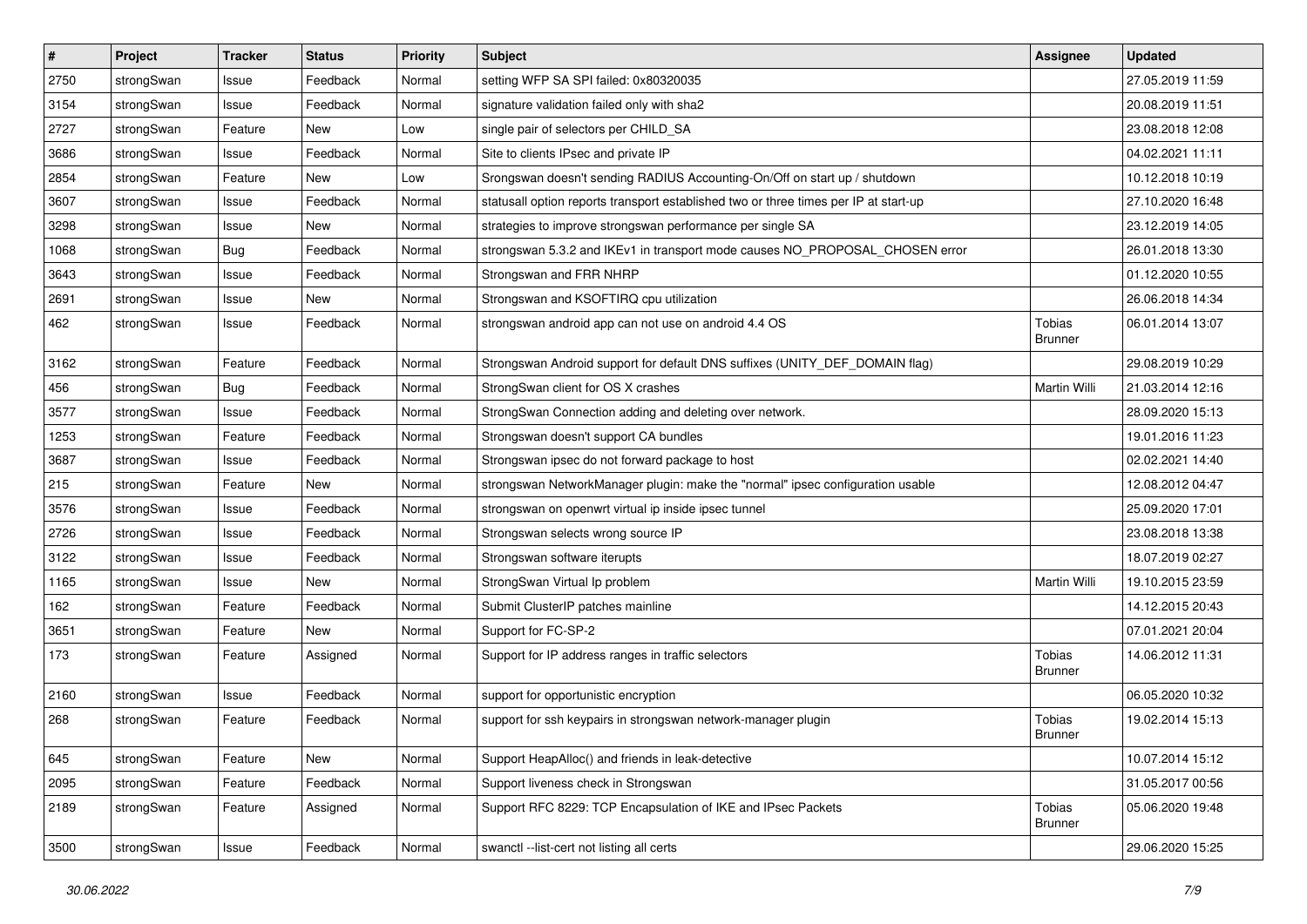| # | Project | Tracker | Status | Priority | Subject | Assignee | Updated |
|---|---|---|---|---|---|---|---|
| 2750 | strongSwan | Issue | Feedback | Normal | setting WFP SA SPI failed: 0x80320035 | | 27.05.2019 11:59 |
| 3154 | strongSwan | Issue | Feedback | Normal | signature validation failed only with sha2 | | 20.08.2019 11:51 |
| 2727 | strongSwan | Feature | New | Low | single pair of selectors per CHILD_SA | | 23.08.2018 12:08 |
| 3686 | strongSwan | Issue | Feedback | Normal | Site to clients IPsec and private IP | | 04.02.2021 11:11 |
| 2854 | strongSwan | Feature | New | Low | Srongswan doesn't sending RADIUS Accounting-On/Off on start up / shutdown | | 10.12.2018 10:19 |
| 3607 | strongSwan | Issue | Feedback | Normal | statusall option reports transport established two or three times per IP at start-up | | 27.10.2020 16:48 |
| 3298 | strongSwan | Issue | New | Normal | strategies to improve strongswan performance per single SA | | 23.12.2019 14:05 |
| 1068 | strongSwan | Bug | Feedback | Normal | strongswan 5.3.2 and IKEv1 in transport mode causes NO_PROPOSAL_CHOSEN error | | 26.01.2018 13:30 |
| 3643 | strongSwan | Issue | Feedback | Normal | Strongswan and FRR NHRP | | 01.12.2020 10:55 |
| 2691 | strongSwan | Issue | New | Normal | Strongswan and KSOFTIRQ cpu utilization | | 26.06.2018 14:34 |
| 462 | strongSwan | Issue | Feedback | Normal | strongswan android app can not use on android 4.4 OS | Tobias Brunner | 06.01.2014 13:07 |
| 3162 | strongSwan | Feature | Feedback | Normal | Strongswan Android support for default DNS suffixes (UNITY_DEF_DOMAIN flag) | | 29.08.2019 10:29 |
| 456 | strongSwan | Bug | Feedback | Normal | StrongSwan client for OS X crashes | Martin Willi | 21.03.2014 12:16 |
| 3577 | strongSwan | Issue | Feedback | Normal | StrongSwan Connection adding and deleting over network. | | 28.09.2020 15:13 |
| 1253 | strongSwan | Feature | Feedback | Normal | Strongswan doesn't support CA bundles | | 19.01.2016 11:23 |
| 3687 | strongSwan | Issue | Feedback | Normal | Strongswan ipsec do not forward package to host | | 02.02.2021 14:40 |
| 215 | strongSwan | Feature | New | Normal | strongswan NetworkManager plugin: make the "normal" ipsec configuration usable | | 12.08.2012 04:47 |
| 3576 | strongSwan | Issue | Feedback | Normal | strongswan on openwrt virtual ip inside ipsec tunnel | | 25.09.2020 17:01 |
| 2726 | strongSwan | Issue | Feedback | Normal | Strongswan selects wrong source IP | | 23.08.2018 13:38 |
| 3122 | strongSwan | Issue | Feedback | Normal | Strongswan software iterupts | | 18.07.2019 02:27 |
| 1165 | strongSwan | Issue | New | Normal | StrongSwan Virtual Ip problem | Martin Willi | 19.10.2015 23:59 |
| 162 | strongSwan | Feature | Feedback | Normal | Submit ClusterIP patches mainline | | 14.12.2015 20:43 |
| 3651 | strongSwan | Feature | New | Normal | Support for FC-SP-2 | | 07.01.2021 20:04 |
| 173 | strongSwan | Feature | Assigned | Normal | Support for IP address ranges in traffic selectors | Tobias Brunner | 14.06.2012 11:31 |
| 2160 | strongSwan | Issue | Feedback | Normal | support for opportunistic encryption | | 06.05.2020 10:32 |
| 268 | strongSwan | Feature | Feedback | Normal | support for ssh keypairs in strongswan network-manager plugin | Tobias Brunner | 19.02.2014 15:13 |
| 645 | strongSwan | Feature | New | Normal | Support HeapAlloc() and friends in leak-detective | | 10.07.2014 15:12 |
| 2095 | strongSwan | Feature | Feedback | Normal | Support liveness check in Strongswan | | 31.05.2017 00:56 |
| 2189 | strongSwan | Feature | Assigned | Normal | Support RFC 8229: TCP Encapsulation of IKE and IPsec Packets | Tobias Brunner | 05.06.2020 19:48 |
| 3500 | strongSwan | Issue | Feedback | Normal | swanctl --list-cert not listing all certs | | 29.06.2020 15:25 |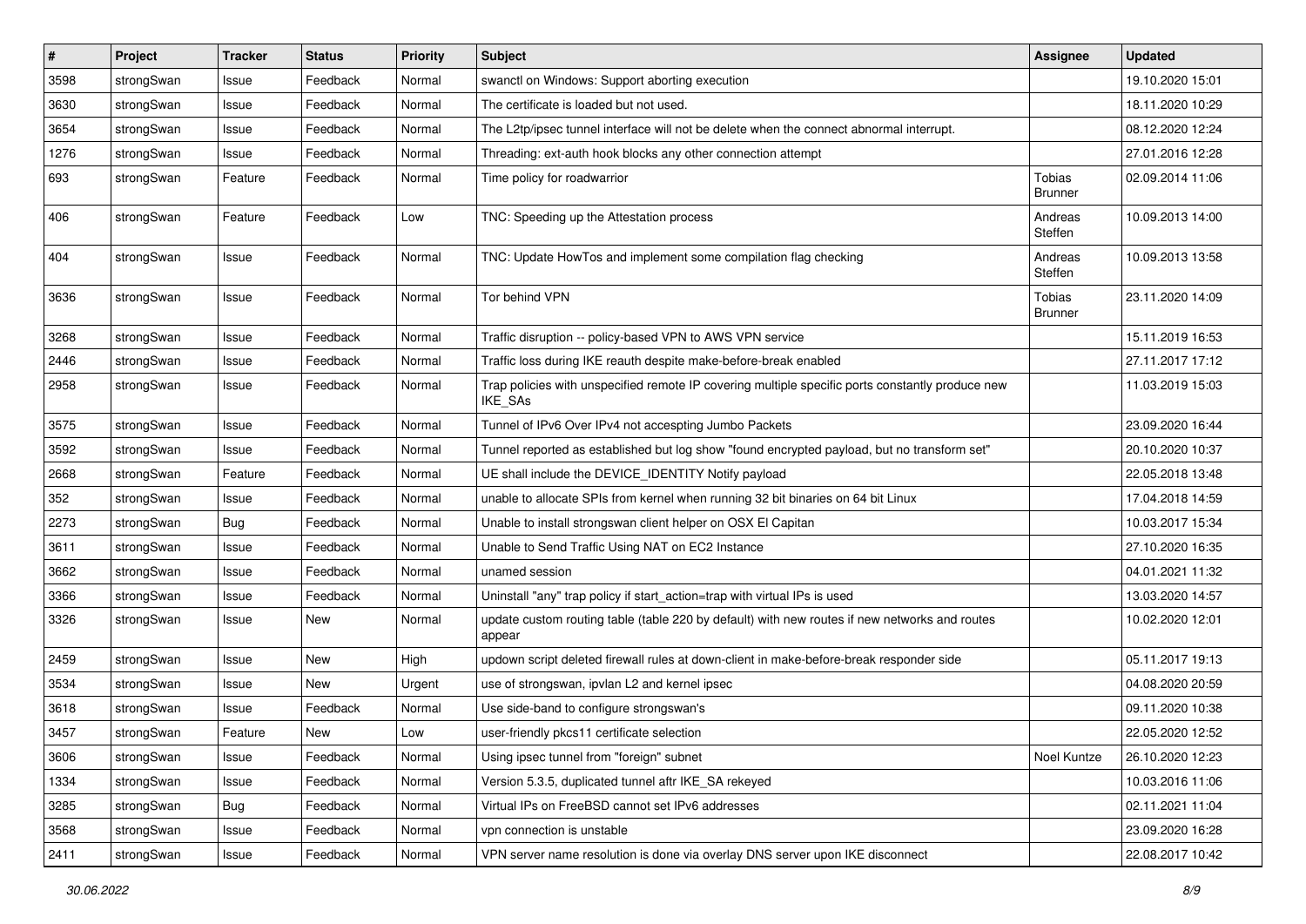| # | Project | Tracker | Status | Priority | Subject | Assignee | Updated |
| --- | --- | --- | --- | --- | --- | --- | --- |
| 3598 | strongSwan | Issue | Feedback | Normal | swanctl on Windows: Support aborting execution | | 19.10.2020 15:01 |
| 3630 | strongSwan | Issue | Feedback | Normal | The certificate is loaded but not used. | | 18.11.2020 10:29 |
| 3654 | strongSwan | Issue | Feedback | Normal | The L2tp/ipsec tunnel interface will not be delete when the connect abnormal interrupt. | | 08.12.2020 12:24 |
| 1276 | strongSwan | Issue | Feedback | Normal | Threading: ext-auth hook blocks any other connection attempt | | 27.01.2016 12:28 |
| 693 | strongSwan | Feature | Feedback | Normal | Time policy for roadwarrior | Tobias Brunner | 02.09.2014 11:06 |
| 406 | strongSwan | Feature | Feedback | Low | TNC: Speeding up the Attestation process | Andreas Steffen | 10.09.2013 14:00 |
| 404 | strongSwan | Issue | Feedback | Normal | TNC: Update HowTos and implement some compilation flag checking | Andreas Steffen | 10.09.2013 13:58 |
| 3636 | strongSwan | Issue | Feedback | Normal | Tor behind VPN | Tobias Brunner | 23.11.2020 14:09 |
| 3268 | strongSwan | Issue | Feedback | Normal | Traffic disruption -- policy-based VPN to AWS VPN service | | 15.11.2019 16:53 |
| 2446 | strongSwan | Issue | Feedback | Normal | Traffic loss during IKE reauth despite make-before-break enabled | | 27.11.2017 17:12 |
| 2958 | strongSwan | Issue | Feedback | Normal | Trap policies with unspecified remote IP covering multiple specific ports constantly produce new IKE_SAs | | 11.03.2019 15:03 |
| 3575 | strongSwan | Issue | Feedback | Normal | Tunnel of IPv6 Over IPv4 not accespting Jumbo Packets | | 23.09.2020 16:44 |
| 3592 | strongSwan | Issue | Feedback | Normal | Tunnel reported as established but log show "found encrypted payload, but no transform set" | | 20.10.2020 10:37 |
| 2668 | strongSwan | Feature | Feedback | Normal | UE shall include the DEVICE_IDENTITY Notify payload | | 22.05.2018 13:48 |
| 352 | strongSwan | Issue | Feedback | Normal | unable to allocate SPIs from kernel when running 32 bit binaries on 64 bit Linux | | 17.04.2018 14:59 |
| 2273 | strongSwan | Bug | Feedback | Normal | Unable to install strongswan client helper on OSX El Capitan | | 10.03.2017 15:34 |
| 3611 | strongSwan | Issue | Feedback | Normal | Unable to Send Traffic Using NAT on EC2 Instance | | 27.10.2020 16:35 |
| 3662 | strongSwan | Issue | Feedback | Normal | unamed session | | 04.01.2021 11:32 |
| 3366 | strongSwan | Issue | Feedback | Normal | Uninstall "any" trap policy if start_action=trap with virtual IPs is used | | 13.03.2020 14:57 |
| 3326 | strongSwan | Issue | New | Normal | update custom routing table (table 220 by default) with new routes if new networks and routes appear | | 10.02.2020 12:01 |
| 2459 | strongSwan | Issue | New | High | updown script deleted firewall rules at down-client in make-before-break responder side | | 05.11.2017 19:13 |
| 3534 | strongSwan | Issue | New | Urgent | use of strongswan, ipvlan L2 and kernel ipsec | | 04.08.2020 20:59 |
| 3618 | strongSwan | Issue | Feedback | Normal | Use side-band to configure strongswan's | | 09.11.2020 10:38 |
| 3457 | strongSwan | Feature | New | Low | user-friendly pkcs11 certificate selection | | 22.05.2020 12:52 |
| 3606 | strongSwan | Issue | Feedback | Normal | Using ipsec tunnel from "foreign" subnet | Noel Kuntze | 26.10.2020 12:23 |
| 1334 | strongSwan | Issue | Feedback | Normal | Version 5.3.5, duplicated tunnel aftr IKE_SA rekeyed | | 10.03.2016 11:06 |
| 3285 | strongSwan | Bug | Feedback | Normal | Virtual IPs on FreeBSD cannot set IPv6 addresses | | 02.11.2021 11:04 |
| 3568 | strongSwan | Issue | Feedback | Normal | vpn connection is unstable | | 23.09.2020 16:28 |
| 2411 | strongSwan | Issue | Feedback | Normal | VPN server name resolution is done via overlay DNS server upon IKE disconnect | | 22.08.2017 10:42 |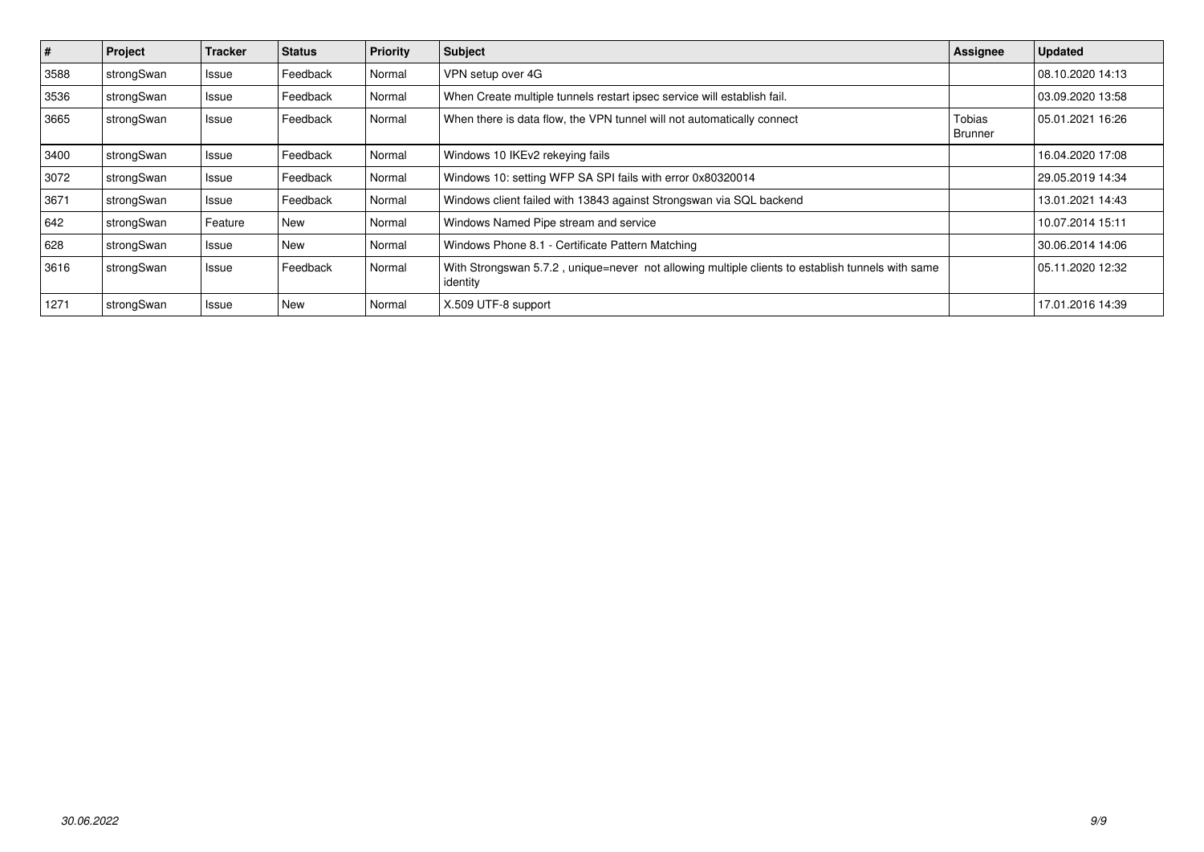| # | Project | Tracker | Status | Priority | Subject | Assignee | Updated |
|---|---|---|---|---|---|---|---|
| 3588 | strongSwan | Issue | Feedback | Normal | VPN setup over 4G | | 08.10.2020 14:13 |
| 3536 | strongSwan | Issue | Feedback | Normal | When Create multiple tunnels restart ipsec service will establish fail. | | 03.09.2020 13:58 |
| 3665 | strongSwan | Issue | Feedback | Normal | When there is data flow, the VPN tunnel will not automatically connect | Tobias Brunner | 05.01.2021 16:26 |
| 3400 | strongSwan | Issue | Feedback | Normal | Windows 10 IKEv2 rekeying fails | | 16.04.2020 17:08 |
| 3072 | strongSwan | Issue | Feedback | Normal | Windows 10: setting WFP SA SPI fails with error 0x80320014 | | 29.05.2019 14:34 |
| 3671 | strongSwan | Issue | Feedback | Normal | Windows client failed with 13843 against Strongswan via SQL backend | | 13.01.2021 14:43 |
| 642 | strongSwan | Feature | New | Normal | Windows Named Pipe stream and service | | 10.07.2014 15:11 |
| 628 | strongSwan | Issue | New | Normal | Windows Phone 8.1 - Certificate Pattern Matching | | 30.06.2014 14:06 |
| 3616 | strongSwan | Issue | Feedback | Normal | With Strongswan 5.7.2 , unique=never not allowing multiple clients to establish tunnels with same identity | | 05.11.2020 12:32 |
| 1271 | strongSwan | Issue | New | Normal | X.509 UTF-8 support | | 17.01.2016 14:39 |